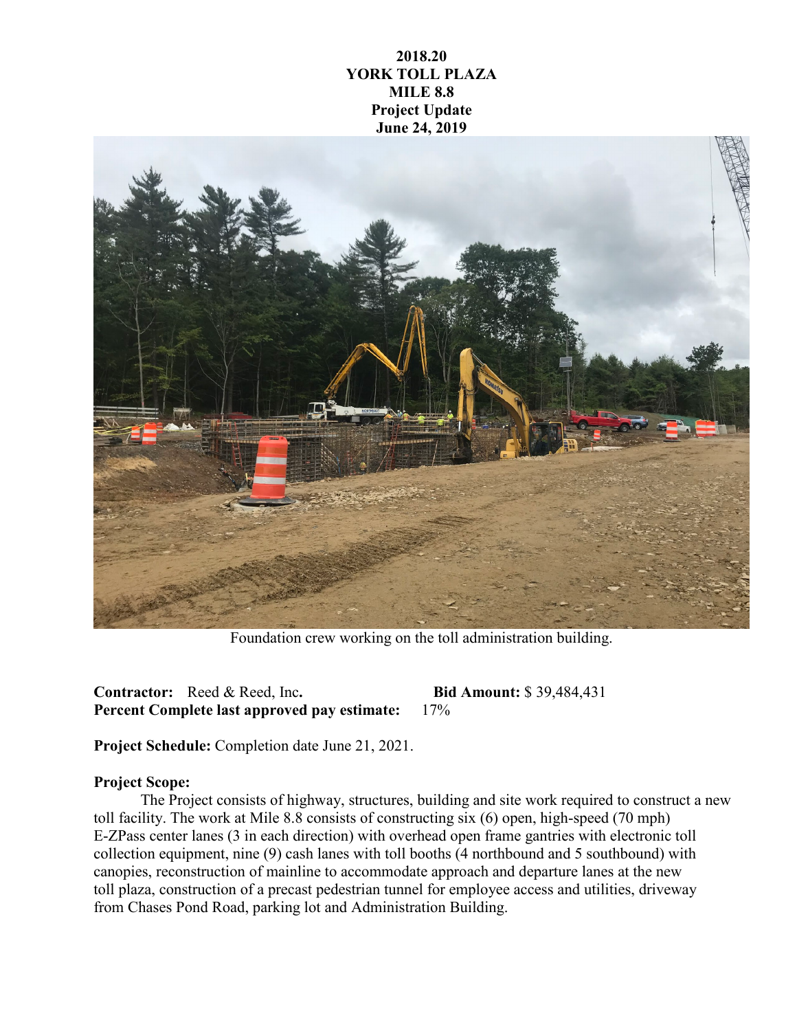**2018.20**
**YORK TOLL PLAZA**
**MILE 8.8**
**Project Update**
**June 24, 2019**

Foundation crew working on the toll administration building.

**Contractor:** Reed & Reed, Inc. **Bid Amount:** $ 39,484,431
**Percent Complete last approved pay estimate:** 17%

**Project Schedule:** Completion date June 21, 2021.

**Project Scope:**

The Project consists of highway, structures, building and site work required to construct a new toll facility. The work at Mile 8.8 consists of constructing six (6) open, high-speed (70 mph) E-ZPass center lanes (3 in each direction) with overhead open frame gantries with electronic toll collection equipment, nine (9) cash lanes with toll booths (4 northbound and 5 southbound) with canopies, reconstruction of mainline to accommodate approach and departure lanes at the new toll plaza, construction of a precast pedestrian tunnel for employee access and utilities, driveway from Chases Pond Road, parking lot and Administration Building.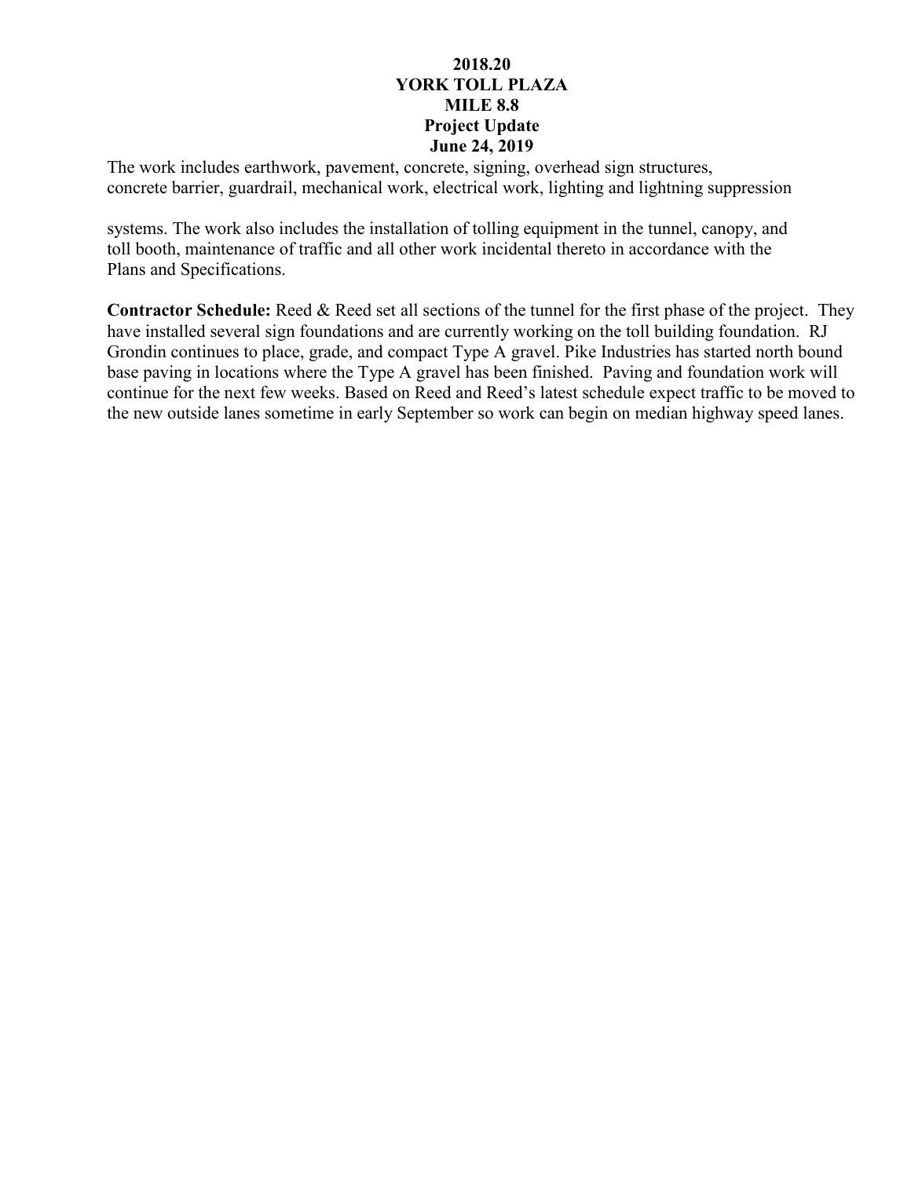**2018.20**
**YORK TOLL PLAZA**
**MILE 8.8**
**Project Update**
**June 24, 2019**

The work includes earthwork, pavement, concrete, signing, overhead sign structures, concrete barrier, guardrail, mechanical work, electrical work, lighting and lightning suppression

systems. The work also includes the installation of tolling equipment in the tunnel, canopy, and toll booth, maintenance of traffic and all other work incidental thereto in accordance with the Plans and Specifications.

**Contractor Schedule:** Reed & Reed set all sections of the tunnel for the first phase of the project. They have installed several sign foundations and are currently working on the toll building foundation. RJ Grondin continues to place, grade, and compact Type A gravel. Pike Industries has started north bound base paving in locations where the Type A gravel has been finished. Paving and foundation work will continue for the next few weeks. Based on Reed and Reed's latest schedule expect traffic to be moved to the new outside lanes sometime in early September so work can begin on median highway speed lanes.